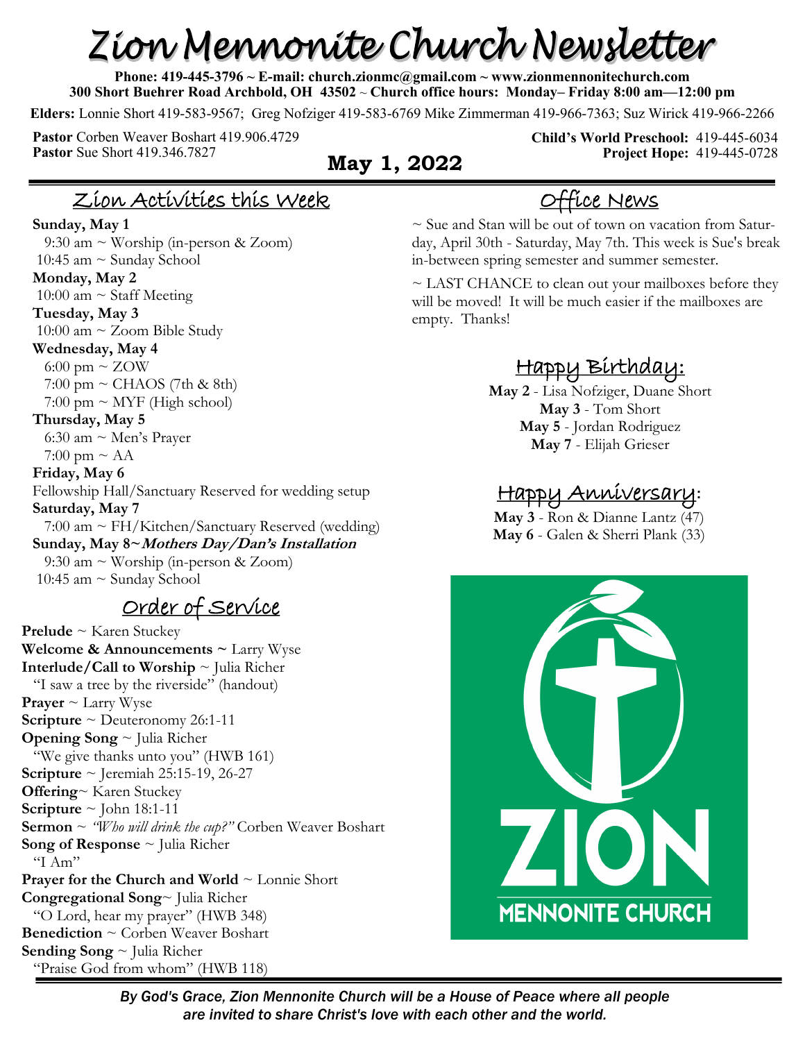# Zion Mennonite Church Newsletter

**Phone: 419-445-3796 ~ E-mail: church.zionmc@gmail.com ~ www.zionmennonitechurch.com**
**300 Short Buehrer Road Archbold, OH 43502 ~ Church office hours: Monday– Friday 8:00 am—12:00 pm**

**Elders:** Lonnie Short 419-583-9567; Greg Nofziger 419-583-6769 Mike Zimmerman 419-966-7363; Suz Wirick 419-966-2266

**Pastor** Corben Weaver Boshart 419.906.4729
**Pastor** Sue Short 419.346.7827

**Child's World Preschool:** 419-445-6034
**Project Hope:** 419-445-0728

**May 1, 2022**

## Zion Activities this Week

**Sunday, May 1**
9:30 am ~ Worship (in-person & Zoom)
10:45 am ~ Sunday School

**Monday, May 2**
10:00 am ~ Staff Meeting

**Tuesday, May 3**
10:00 am ~ Zoom Bible Study

**Wednesday, May 4**
6:00 pm ~ ZOW
7:00 pm ~ CHAOS (7th & 8th)
7:00 pm ~ MYF (High school)

**Thursday, May 5**
6:30 am ~ Men's Prayer
7:00 pm ~ AA

**Friday, May 6**
Fellowship Hall/Sanctuary Reserved for wedding setup

**Saturday, May 7**
7:00 am ~ FH/Kitchen/Sanctuary Reserved (wedding)

**Sunday, May 8~*Mothers Day/Dan's Installation***
9:30 am ~ Worship (in-person & Zoom)
10:45 am ~ Sunday School

## Order of Service

**Prelude** ~ Karen Stuckey
**Welcome & Announcements ~** Larry Wyse
**Interlude/Call to Worship** ~ Julia Richer
"I saw a tree by the riverside" (handout)
**Prayer** ~ Larry Wyse
**Scripture** ~ Deuteronomy 26:1-11
**Opening Song** ~ Julia Richer
"We give thanks unto you" (HWB 161)
**Scripture** ~ Jeremiah 25:15-19, 26-27
**Offering**~ Karen Stuckey
**Scripture** ~ John 18:1-11
**Sermon** ~ *"Who will drink the cup?"* Corben Weaver Boshart
**Song of Response** ~ Julia Richer
"I Am"
**Prayer for the Church and World** ~ Lonnie Short
**Congregational Song**~ Julia Richer
"O Lord, hear my prayer" (HWB 348)
**Benediction** ~ Corben Weaver Boshart
**Sending Song** ~ Julia Richer
"Praise God from whom" (HWB 118)

## Office News

~ Sue and Stan will be out of town on vacation from Saturday, April 30th - Saturday, May 7th. This week is Sue's break in-between spring semester and summer semester.

~ LAST CHANCE to clean out your mailboxes before they will be moved! It will be much easier if the mailboxes are empty. Thanks!

## Happy Birthday:

**May 2** - Lisa Nofziger, Duane Short
**May 3** - Tom Short
**May 5** - Jordan Rodriguez
**May 7** - Elijah Grieser

## Happy Anniversary:

**May 3** - Ron & Dianne Lantz (47)
**May 6** - Galen & Sherri Plank (33)

ZION MENNONITE CHURCH

*By God's Grace, Zion Mennonite Church will be a House of Peace where all people are invited to share Christ's love with each other and the world.*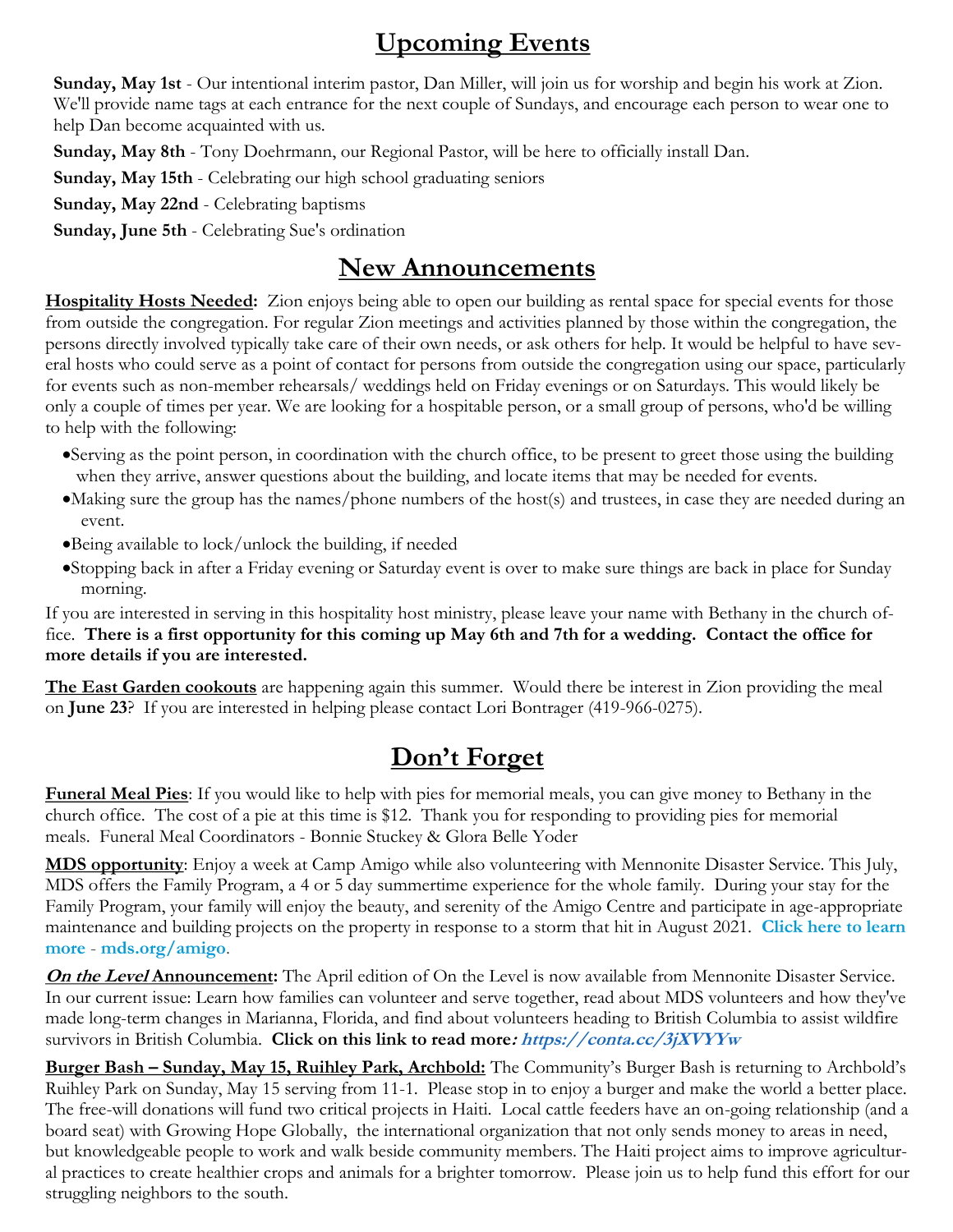# Upcoming Events

**Sunday, May 1st** - Our intentional interim pastor, Dan Miller, will join us for worship and begin his work at Zion. We'll provide name tags at each entrance for the next couple of Sundays, and encourage each person to wear one to help Dan become acquainted with us.

**Sunday, May 8th** - Tony Doehrmann, our Regional Pastor, will be here to officially install Dan.

**Sunday, May 15th** - Celebrating our high school graduating seniors

**Sunday, May 22nd** - Celebrating baptisms

**Sunday, June 5th** - Celebrating Sue's ordination

# New Announcements

**Hospitality Hosts Needed:** Zion enjoys being able to open our building as rental space for special events for those from outside the congregation. For regular Zion meetings and activities planned by those within the congregation, the persons directly involved typically take care of their own needs, or ask others for help. It would be helpful to have several hosts who could serve as a point of contact for persons from outside the congregation using our space, particularly for events such as non-member rehearsals/ weddings held on Friday evenings or on Saturdays. This would likely be only a couple of times per year. We are looking for a hospitable person, or a small group of persons, who'd be willing to help with the following:

- Serving as the point person, in coordination with the church office, to be present to greet those using the building when they arrive, answer questions about the building, and locate items that may be needed for events.
- Making sure the group has the names/phone numbers of the host(s) and trustees, in case they are needed during an event.
- Being available to lock/unlock the building, if needed
- Stopping back in after a Friday evening or Saturday event is over to make sure things are back in place for Sunday morning.

If you are interested in serving in this hospitality host ministry, please leave your name with Bethany in the church office. **There is a first opportunity for this coming up May 6th and 7th for a wedding. Contact the office for more details if you are interested.**

**The East Garden cookouts** are happening again this summer. Would there be interest in Zion providing the meal on **June 23**? If you are interested in helping please contact Lori Bontrager (419-966-0275).

# Don't Forget

**Funeral Meal Pies**: If you would like to help with pies for memorial meals, you can give money to Bethany in the church office. The cost of a pie at this time is $12. Thank you for responding to providing pies for memorial meals. Funeral Meal Coordinators - Bonnie Stuckey & Glora Belle Yoder

**MDS opportunity**: Enjoy a week at Camp Amigo while also volunteering with Mennonite Disaster Service. This July, MDS offers the Family Program, a 4 or 5 day summertime experience for the whole family. During your stay for the Family Program, your family will enjoy the beauty, and serenity of the Amigo Centre and participate in age-appropriate maintenance and building projects on the property in response to a storm that hit in August 2021. **Click here to learn more - mds.org/amigo**.

***On the Level* Announcement:** The April edition of On the Level is now available from Mennonite Disaster Service. In our current issue: Learn how families can volunteer and serve together, read about MDS volunteers and how they've made long-term changes in Marianna, Florida, and find about volunteers heading to British Columbia to assist wildfire survivors in British Columbia. **Click on this link to read more*: https://conta.cc/3jXVYYw***

**Burger Bash – Sunday, May 15, Ruihley Park, Archbold:** The Community's Burger Bash is returning to Archbold's Ruihley Park on Sunday, May 15 serving from 11-1. Please stop in to enjoy a burger and make the world a better place. The free-will donations will fund two critical projects in Haiti. Local cattle feeders have an on-going relationship (and a board seat) with Growing Hope Globally, the international organization that not only sends money to areas in need, but knowledgeable people to work and walk beside community members. The Haiti project aims to improve agricultural practices to create healthier crops and animals for a brighter tomorrow. Please join us to help fund this effort for our struggling neighbors to the south.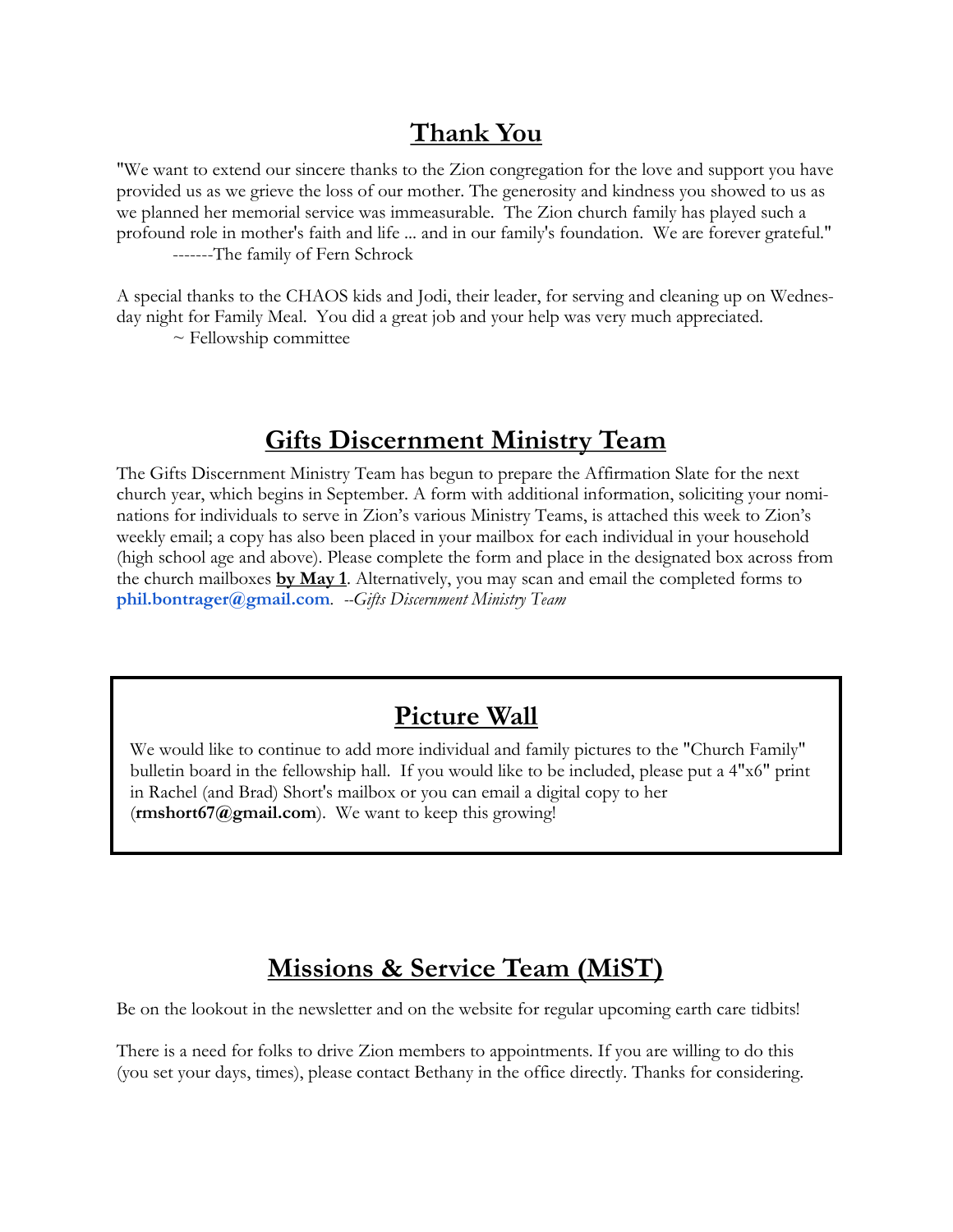## Thank You

"We want to extend our sincere thanks to the Zion congregation for the love and support you have provided us as we grieve the loss of our mother. The generosity and kindness you showed to us as we planned her memorial service was immeasurable. The Zion church family has played such a profound role in mother's faith and life ... and in our family's foundation. We are forever grateful."

-------The family of Fern Schrock

A special thanks to the CHAOS kids and Jodi, their leader, for serving and cleaning up on Wednesday night for Family Meal. You did a great job and your help was very much appreciated.

~ Fellowship committee

## Gifts Discernment Ministry Team

The Gifts Discernment Ministry Team has begun to prepare the Affirmation Slate for the next church year, which begins in September. A form with additional information, soliciting your nominations for individuals to serve in Zion's various Ministry Teams, is attached this week to Zion's weekly email; a copy has also been placed in your mailbox for each individual in your household (high school age and above). Please complete the form and place in the designated box across from the church mailboxes **by May 1**. Alternatively, you may scan and email the completed forms to **phil.bontrager@gmail.com**. *--Gifts Discernment Ministry Team*

## Picture Wall

We would like to continue to add more individual and family pictures to the "Church Family" bulletin board in the fellowship hall. If you would like to be included, please put a 4"x6" print in Rachel (and Brad) Short's mailbox or you can email a digital copy to her (**rmshort67@gmail.com**). We want to keep this growing!

## Missions & Service Team (MiST)

Be on the lookout in the newsletter and on the website for regular upcoming earth care tidbits!

There is a need for folks to drive Zion members to appointments. If you are willing to do this (you set your days, times), please contact Bethany in the office directly. Thanks for considering.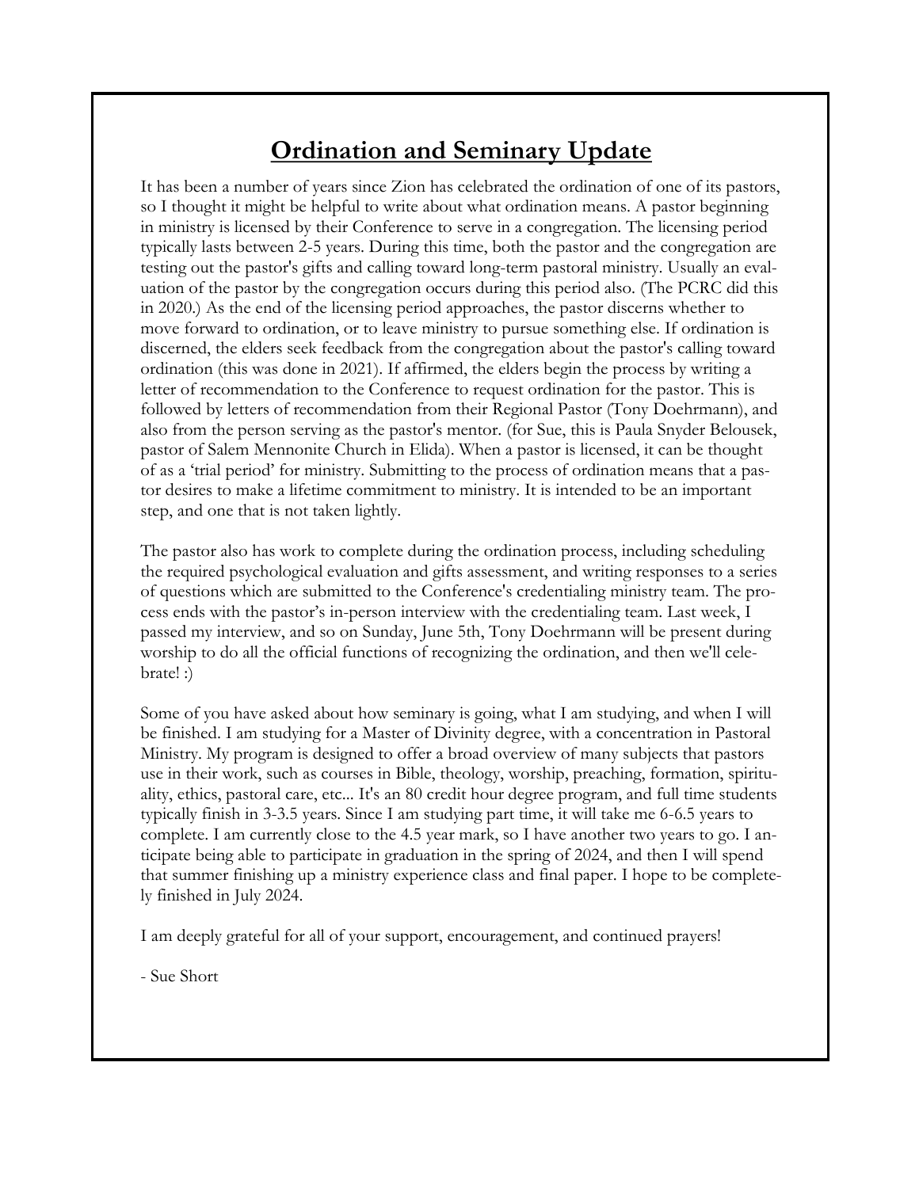# Ordination and Seminary Update

It has been a number of years since Zion has celebrated the ordination of one of its pastors, so I thought it might be helpful to write about what ordination means. A pastor beginning in ministry is licensed by their Conference to serve in a congregation. The licensing period typically lasts between 2-5 years. During this time, both the pastor and the congregation are testing out the pastor's gifts and calling toward long-term pastoral ministry. Usually an evaluation of the pastor by the congregation occurs during this period also. (The PCRC did this in 2020.) As the end of the licensing period approaches, the pastor discerns whether to move forward to ordination, or to leave ministry to pursue something else. If ordination is discerned, the elders seek feedback from the congregation about the pastor's calling toward ordination (this was done in 2021). If affirmed, the elders begin the process by writing a letter of recommendation to the Conference to request ordination for the pastor. This is followed by letters of recommendation from their Regional Pastor (Tony Doehrmann), and also from the person serving as the pastor's mentor. (for Sue, this is Paula Snyder Belousek, pastor of Salem Mennonite Church in Elida). When a pastor is licensed, it can be thought of as a 'trial period' for ministry. Submitting to the process of ordination means that a pastor desires to make a lifetime commitment to ministry. It is intended to be an important step, and one that is not taken lightly.

The pastor also has work to complete during the ordination process, including scheduling the required psychological evaluation and gifts assessment, and writing responses to a series of questions which are submitted to the Conference's credentialing ministry team. The process ends with the pastor's in-person interview with the credentialing team. Last week, I passed my interview, and so on Sunday, June 5th, Tony Doehrmann will be present during worship to do all the official functions of recognizing the ordination, and then we'll celebrate! :)

Some of you have asked about how seminary is going, what I am studying, and when I will be finished. I am studying for a Master of Divinity degree, with a concentration in Pastoral Ministry. My program is designed to offer a broad overview of many subjects that pastors use in their work, such as courses in Bible, theology, worship, preaching, formation, spirituality, ethics, pastoral care, etc... It's an 80 credit hour degree program, and full time students typically finish in 3-3.5 years. Since I am studying part time, it will take me 6-6.5 years to complete. I am currently close to the 4.5 year mark, so I have another two years to go. I anticipate being able to participate in graduation in the spring of 2024, and then I will spend that summer finishing up a ministry experience class and final paper. I hope to be completely finished in July 2024.

I am deeply grateful for all of your support, encouragement, and continued prayers!

- Sue Short